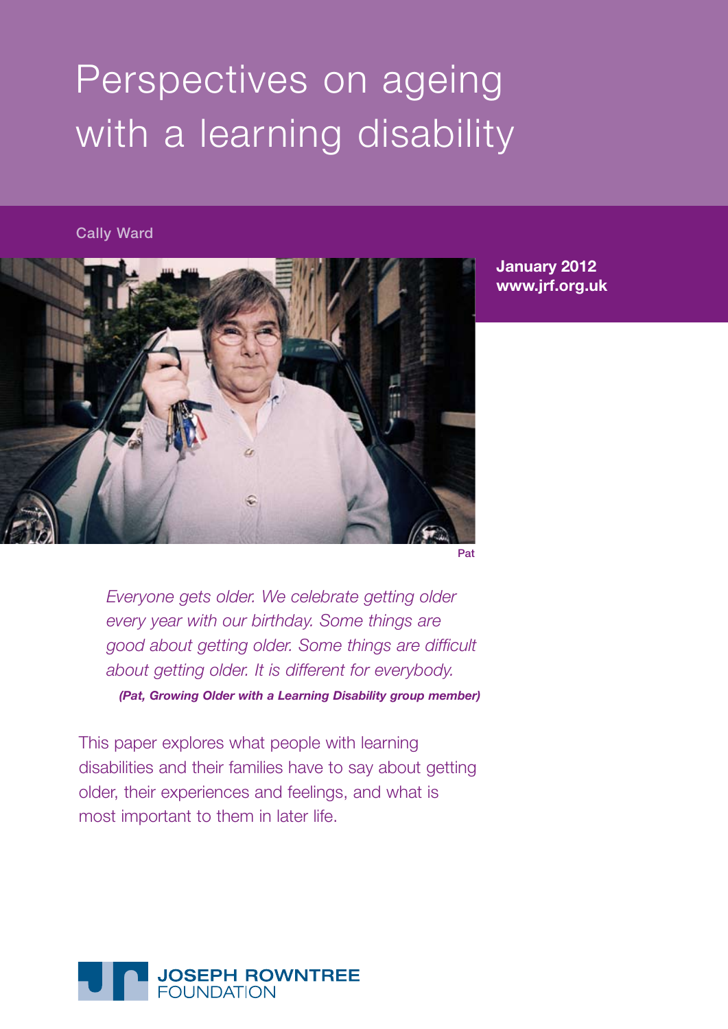# Perspectives on ageing with a learning disability

Cally Ward

**January 2012**
**www.jrf.org.uk**

Pat

> *Everyone gets older. We celebrate getting older every year with our birthday. Some things are good about getting older. Some things are difficult about getting older. It is different for everybody.*
>
> ***(Pat, Growing Older with a Learning Disability group member)***

This paper explores what people with learning disabilities and their families have to say about getting older, their experiences and feelings, and what is most important to them in later life.

JOSEPH ROWNTREE FOUNDATION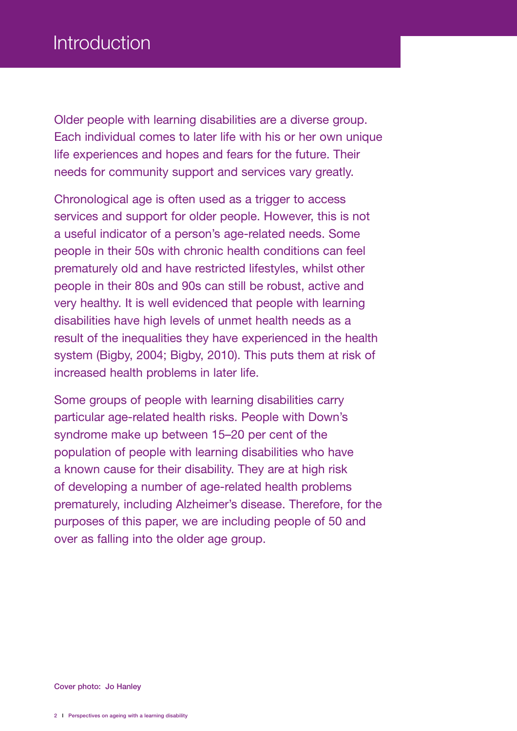# Introduction

Older people with learning disabilities are a diverse group. Each individual comes to later life with his or her own unique life experiences and hopes and fears for the future. Their needs for community support and services vary greatly.

Chronological age is often used as a trigger to access services and support for older people. However, this is not a useful indicator of a person's age-related needs. Some people in their 50s with chronic health conditions can feel prematurely old and have restricted lifestyles, whilst other people in their 80s and 90s can still be robust, active and very healthy. It is well evidenced that people with learning disabilities have high levels of unmet health needs as a result of the inequalities they have experienced in the health system (Bigby, 2004; Bigby, 2010). This puts them at risk of increased health problems in later life.

Some groups of people with learning disabilities carry particular age-related health risks. People with Down's syndrome make up between 15–20 per cent of the population of people with learning disabilities who have a known cause for their disability. They are at high risk of developing a number of age-related health problems prematurely, including Alzheimer's disease. Therefore, for the purposes of this paper, we are including people of 50 and over as falling into the older age group.

**Cover photo: Jo Hanley**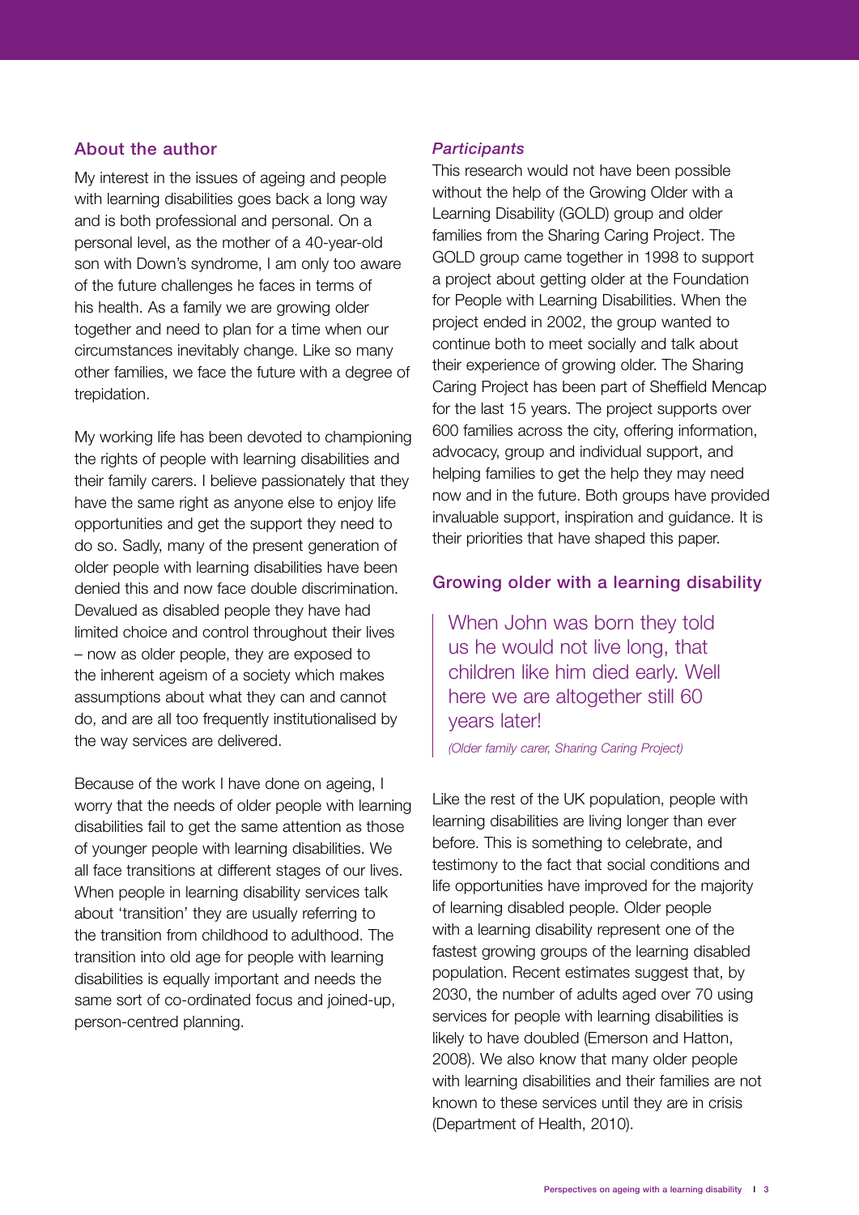## About the author

My interest in the issues of ageing and people with learning disabilities goes back a long way and is both professional and personal. On a personal level, as the mother of a 40-year-old son with Down's syndrome, I am only too aware of the future challenges he faces in terms of his health. As a family we are growing older together and need to plan for a time when our circumstances inevitably change. Like so many other families, we face the future with a degree of trepidation.

My working life has been devoted to championing the rights of people with learning disabilities and their family carers. I believe passionately that they have the same right as anyone else to enjoy life opportunities and get the support they need to do so. Sadly, many of the present generation of older people with learning disabilities have been denied this and now face double discrimination. Devalued as disabled people they have had limited choice and control throughout their lives – now as older people, they are exposed to the inherent ageism of a society which makes assumptions about what they can and cannot do, and are all too frequently institutionalised by the way services are delivered.

Because of the work I have done on ageing, I worry that the needs of older people with learning disabilities fail to get the same attention as those of younger people with learning disabilities. We all face transitions at different stages of our lives. When people in learning disability services talk about 'transition' they are usually referring to the transition from childhood to adulthood. The transition into old age for people with learning disabilities is equally important and needs the same sort of co-ordinated focus and joined-up, person-centred planning.

### *Participants*

This research would not have been possible without the help of the Growing Older with a Learning Disability (GOLD) group and older families from the Sharing Caring Project. The GOLD group came together in 1998 to support a project about getting older at the Foundation for People with Learning Disabilities. When the project ended in 2002, the group wanted to continue both to meet socially and talk about their experience of growing older. The Sharing Caring Project has been part of Sheffield Mencap for the last 15 years. The project supports over 600 families across the city, offering information, advocacy, group and individual support, and helping families to get the help they may need now and in the future. Both groups have provided invaluable support, inspiration and guidance. It is their priorities that have shaped this paper.

## Growing older with a learning disability

> When John was born they told us he would not live long, that children like him died early. Well here we are altogether still 60 years later!
>
> *(Older family carer, Sharing Caring Project)*

Like the rest of the UK population, people with learning disabilities are living longer than ever before. This is something to celebrate, and testimony to the fact that social conditions and life opportunities have improved for the majority of learning disabled people. Older people with a learning disability represent one of the fastest growing groups of the learning disabled population. Recent estimates suggest that, by 2030, the number of adults aged over 70 using services for people with learning disabilities is likely to have doubled (Emerson and Hatton, 2008). We also know that many older people with learning disabilities and their families are not known to these services until they are in crisis (Department of Health, 2010).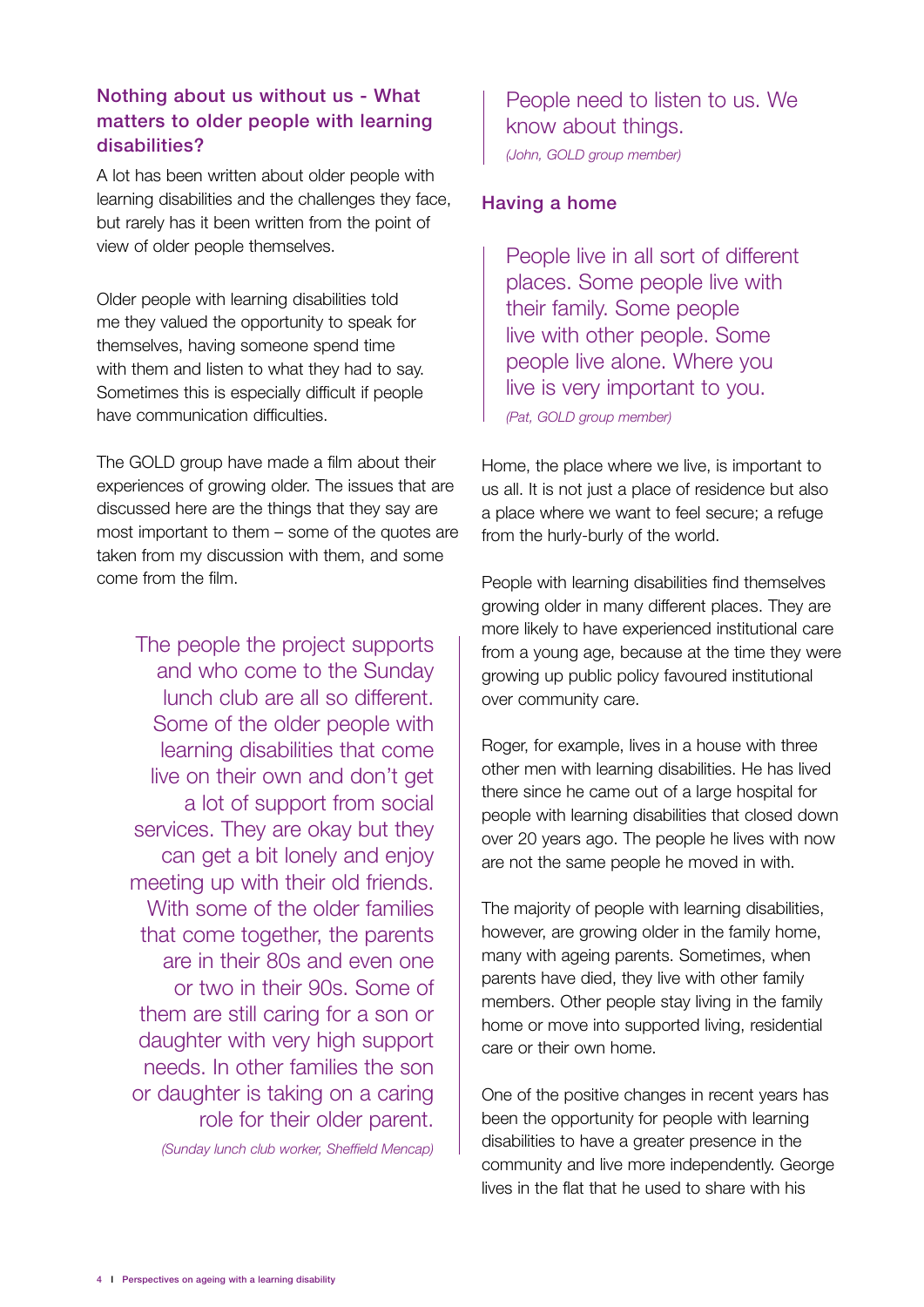## Nothing about us without us - What matters to older people with learning disabilities?

A lot has been written about older people with learning disabilities and the challenges they face, but rarely has it been written from the point of view of older people themselves.

Older people with learning disabilities told me they valued the opportunity to speak for themselves, having someone spend time with them and listen to what they had to say. Sometimes this is especially difficult if people have communication difficulties.

The GOLD group have made a film about their experiences of growing older. The issues that are discussed here are the things that they say are most important to them – some of the quotes are taken from my discussion with them, and some come from the film.

> The people the project supports and who come to the Sunday lunch club are all so different. Some of the older people with learning disabilities that come live on their own and don't get a lot of support from social services. They are okay but they can get a bit lonely and enjoy meeting up with their old friends. With some of the older families that come together, the parents are in their 80s and even one or two in their 90s. Some of them are still caring for a son or daughter with very high support needs. In other families the son or daughter is taking on a caring role for their older parent.
>
> *(Sunday lunch club worker, Sheffield Mencap)*

> People need to listen to us. We know about things.
>
> *(John, GOLD group member)*

### Having a home

> People live in all sort of different places. Some people live with their family. Some people live with other people. Some people live alone. Where you live is very important to you.
>
> *(Pat, GOLD group member)*

Home, the place where we live, is important to us all. It is not just a place of residence but also a place where we want to feel secure; a refuge from the hurly-burly of the world.

People with learning disabilities find themselves growing older in many different places. They are more likely to have experienced institutional care from a young age, because at the time they were growing up public policy favoured institutional over community care.

Roger, for example, lives in a house with three other men with learning disabilities. He has lived there since he came out of a large hospital for people with learning disabilities that closed down over 20 years ago. The people he lives with now are not the same people he moved in with.

The majority of people with learning disabilities, however, are growing older in the family home, many with ageing parents. Sometimes, when parents have died, they live with other family members. Other people stay living in the family home or move into supported living, residential care or their own home.

One of the positive changes in recent years has been the opportunity for people with learning disabilities to have a greater presence in the community and live more independently. George lives in the flat that he used to share with his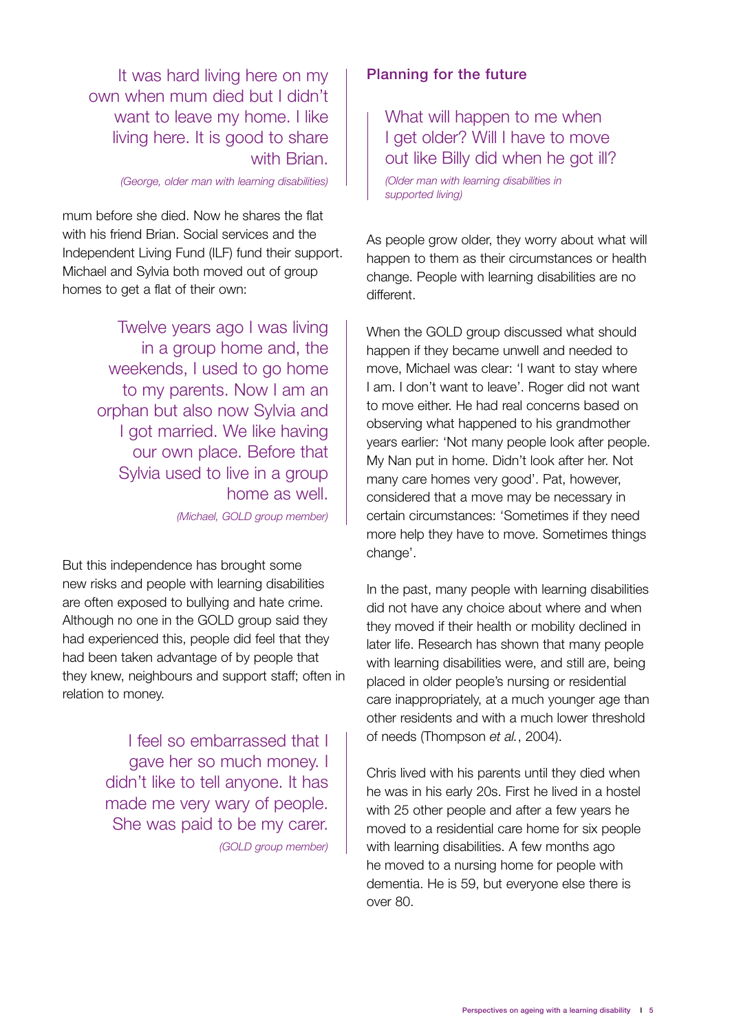> It was hard living here on my own when mum died but I didn't want to leave my home. I like living here. It is good to share with Brian.
>
> *(George, older man with learning disabilities)*

mum before she died. Now he shares the flat with his friend Brian. Social services and the Independent Living Fund (ILF) fund their support. Michael and Sylvia both moved out of group homes to get a flat of their own:

> Twelve years ago I was living in a group home and, the weekends, I used to go home to my parents. Now I am an orphan but also now Sylvia and I got married. We like having our own place. Before that Sylvia used to live in a group home as well.
>
> *(Michael, GOLD group member)*

But this independence has brought some new risks and people with learning disabilities are often exposed to bullying and hate crime. Although no one in the GOLD group said they had experienced this, people did feel that they had been taken advantage of by people that they knew, neighbours and support staff; often in relation to money.

> I feel so embarrassed that I gave her so much money. I didn't like to tell anyone. It has made me very wary of people. She was paid to be my carer.
>
> *(GOLD group member)*

## Planning for the future

> What will happen to me when I get older? Will I have to move out like Billy did when he got ill?
>
> *(Older man with learning disabilities in supported living)*

As people grow older, they worry about what will happen to them as their circumstances or health change. People with learning disabilities are no different.

When the GOLD group discussed what should happen if they became unwell and needed to move, Michael was clear: 'I want to stay where I am. I don't want to leave'. Roger did not want to move either. He had real concerns based on observing what happened to his grandmother years earlier: 'Not many people look after people. My Nan put in home. Didn't look after her. Not many care homes very good'. Pat, however, considered that a move may be necessary in certain circumstances: 'Sometimes if they need more help they have to move. Sometimes things change'.

In the past, many people with learning disabilities did not have any choice about where and when they moved if their health or mobility declined in later life. Research has shown that many people with learning disabilities were, and still are, being placed in older people's nursing or residential care inappropriately, at a much younger age than other residents and with a much lower threshold of needs (Thompson *et al.*, 2004).

Chris lived with his parents until they died when he was in his early 20s. First he lived in a hostel with 25 other people and after a few years he moved to a residential care home for six people with learning disabilities. A few months ago he moved to a nursing home for people with dementia. He is 59, but everyone else there is over 80.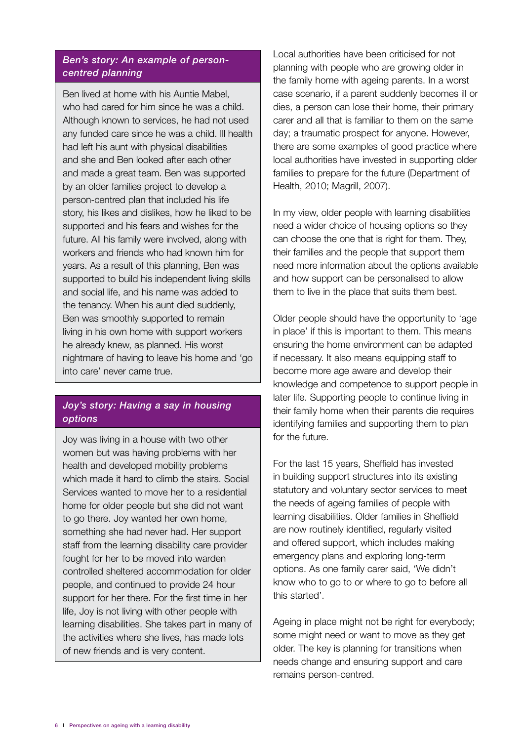### *Ben's story: An example of person-centred planning*

Ben lived at home with his Auntie Mabel, who had cared for him since he was a child. Although known to services, he had not used any funded care since he was a child. Ill health had left his aunt with physical disabilities and she and Ben looked after each other and made a great team. Ben was supported by an older families project to develop a person-centred plan that included his life story, his likes and dislikes, how he liked to be supported and his fears and wishes for the future. All his family were involved, along with workers and friends who had known him for years. As a result of this planning, Ben was supported to build his independent living skills and social life, and his name was added to the tenancy. When his aunt died suddenly, Ben was smoothly supported to remain living in his own home with support workers he already knew, as planned. His worst nightmare of having to leave his home and 'go into care' never came true.

### *Joy's story: Having a say in housing options*

Joy was living in a house with two other women but was having problems with her health and developed mobility problems which made it hard to climb the stairs. Social Services wanted to move her to a residential home for older people but she did not want to go there. Joy wanted her own home, something she had never had. Her support staff from the learning disability care provider fought for her to be moved into warden controlled sheltered accommodation for older people, and continued to provide 24 hour support for her there. For the first time in her life, Joy is not living with other people with learning disabilities. She takes part in many of the activities where she lives, has made lots of new friends and is very content.

Local authorities have been criticised for not planning with people who are growing older in the family home with ageing parents. In a worst case scenario, if a parent suddenly becomes ill or dies, a person can lose their home, their primary carer and all that is familiar to them on the same day; a traumatic prospect for anyone. However, there are some examples of good practice where local authorities have invested in supporting older families to prepare for the future (Department of Health, 2010; Magrill, 2007).

In my view, older people with learning disabilities need a wider choice of housing options so they can choose the one that is right for them. They, their families and the people that support them need more information about the options available and how support can be personalised to allow them to live in the place that suits them best.

Older people should have the opportunity to 'age in place' if this is important to them. This means ensuring the home environment can be adapted if necessary. It also means equipping staff to become more age aware and develop their knowledge and competence to support people in later life. Supporting people to continue living in their family home when their parents die requires identifying families and supporting them to plan for the future.

For the last 15 years, Sheffield has invested in building support structures into its existing statutory and voluntary sector services to meet the needs of ageing families of people with learning disabilities. Older families in Sheffield are now routinely identified, regularly visited and offered support, which includes making emergency plans and exploring long-term options. As one family carer said, 'We didn't know who to go to or where to go to before all this started'.

Ageing in place might not be right for everybody; some might need or want to move as they get older. The key is planning for transitions when needs change and ensuring support and care remains person-centred.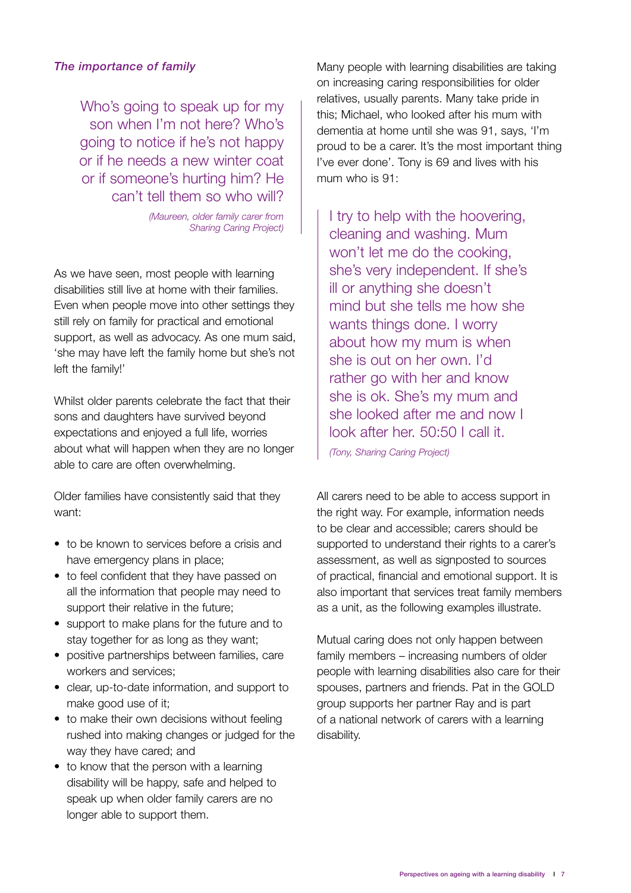### *The importance of family*

> Who's going to speak up for my son when I'm not here? Who's going to notice if he's not happy or if he needs a new winter coat or if someone's hurting him? He can't tell them so who will?
>
> *(Maureen, older family carer from Sharing Caring Project)*

As we have seen, most people with learning disabilities still live at home with their families. Even when people move into other settings they still rely on family for practical and emotional support, as well as advocacy. As one mum said, 'she may have left the family home but she's not left the family!'

Whilst older parents celebrate the fact that their sons and daughters have survived beyond expectations and enjoyed a full life, worries about what will happen when they are no longer able to care are often overwhelming.

Older families have consistently said that they want:

- to be known to services before a crisis and have emergency plans in place;
- to feel confident that they have passed on all the information that people may need to support their relative in the future;
- support to make plans for the future and to stay together for as long as they want;
- positive partnerships between families, care workers and services;
- clear, up-to-date information, and support to make good use of it;
- to make their own decisions without feeling rushed into making changes or judged for the way they have cared; and
- to know that the person with a learning disability will be happy, safe and helped to speak up when older family carers are no longer able to support them.

Many people with learning disabilities are taking on increasing caring responsibilities for older relatives, usually parents. Many take pride in this; Michael, who looked after his mum with dementia at home until she was 91, says, 'I'm proud to be a carer. It's the most important thing I've ever done'. Tony is 69 and lives with his mum who is 91:

> I try to help with the hoovering, cleaning and washing. Mum won't let me do the cooking, she's very independent. If she's ill or anything she doesn't mind but she tells me how she wants things done. I worry about how my mum is when she is out on her own. I'd rather go with her and know she is ok. She's my mum and she looked after me and now I look after her. 50:50 I call it.
>
> *(Tony, Sharing Caring Project)*

All carers need to be able to access support in the right way. For example, information needs to be clear and accessible; carers should be supported to understand their rights to a carer's assessment, as well as signposted to sources of practical, financial and emotional support. It is also important that services treat family members as a unit, as the following examples illustrate.

Mutual caring does not only happen between family members – increasing numbers of older people with learning disabilities also care for their spouses, partners and friends. Pat in the GOLD group supports her partner Ray and is part of a national network of carers with a learning disability.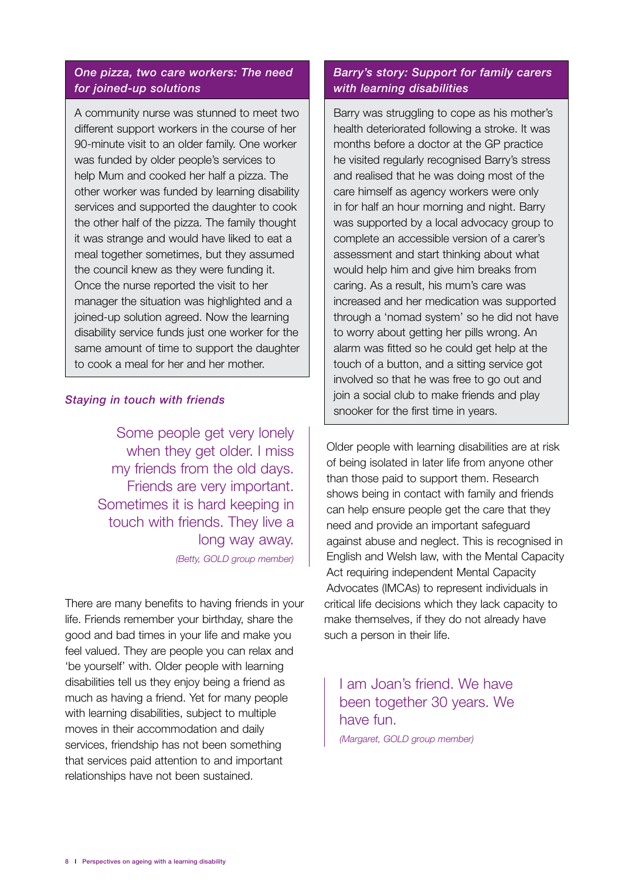### *One pizza, two care workers: The need for joined-up solutions*

A community nurse was stunned to meet two different support workers in the course of her 90-minute visit to an older family. One worker was funded by older people's services to help Mum and cooked her half a pizza. The other worker was funded by learning disability services and supported the daughter to cook the other half of the pizza. The family thought it was strange and would have liked to eat a meal together sometimes, but they assumed the council knew as they were funding it. Once the nurse reported the visit to her manager the situation was highlighted and a joined-up solution agreed. Now the learning disability service funds just one worker for the same amount of time to support the daughter to cook a meal for her and her mother.

### *Staying in touch with friends*

> Some people get very lonely when they get older. I miss my friends from the old days. Friends are very important. Sometimes it is hard keeping in touch with friends. They live a long way away.
>
> *(Betty, GOLD group member)*

There are many benefits to having friends in your life. Friends remember your birthday, share the good and bad times in your life and make you feel valued. They are people you can relax and 'be yourself' with. Older people with learning disabilities tell us they enjoy being a friend as much as having a friend. Yet for many people with learning disabilities, subject to multiple moves in their accommodation and daily services, friendship has not been something that services paid attention to and important relationships have not been sustained.

### *Barry's story: Support for family carers with learning disabilities*

Barry was struggling to cope as his mother's health deteriorated following a stroke. It was months before a doctor at the GP practice he visited regularly recognised Barry's stress and realised that he was doing most of the care himself as agency workers were only in for half an hour morning and night. Barry was supported by a local advocacy group to complete an accessible version of a carer's assessment and start thinking about what would help him and give him breaks from caring. As a result, his mum's care was increased and her medication was supported through a 'nomad system' so he did not have to worry about getting her pills wrong. An alarm was fitted so he could get help at the touch of a button, and a sitting service got involved so that he was free to go out and join a social club to make friends and play snooker for the first time in years.

Older people with learning disabilities are at risk of being isolated in later life from anyone other than those paid to support them. Research shows being in contact with family and friends can help ensure people get the care that they need and provide an important safeguard against abuse and neglect. This is recognised in English and Welsh law, with the Mental Capacity Act requiring independent Mental Capacity Advocates (IMCAs) to represent individuals in critical life decisions which they lack capacity to make themselves, if they do not already have such a person in their life.

> I am Joan's friend. We have been together 30 years. We have fun.
>
> *(Margaret, GOLD group member)*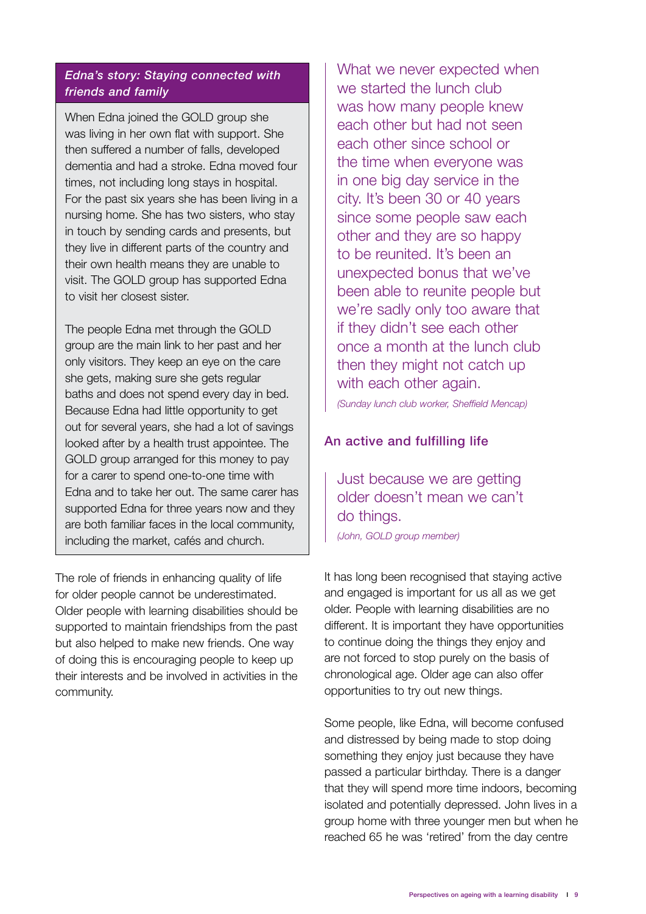### *Edna's story: Staying connected with friends and family*

When Edna joined the GOLD group she was living in her own flat with support. She then suffered a number of falls, developed dementia and had a stroke. Edna moved four times, not including long stays in hospital. For the past six years she has been living in a nursing home. She has two sisters, who stay in touch by sending cards and presents, but they live in different parts of the country and their own health means they are unable to visit. The GOLD group has supported Edna to visit her closest sister.

The people Edna met through the GOLD group are the main link to her past and her only visitors. They keep an eye on the care she gets, making sure she gets regular baths and does not spend every day in bed. Because Edna had little opportunity to get out for several years, she had a lot of savings looked after by a health trust appointee. The GOLD group arranged for this money to pay for a carer to spend one-to-one time with Edna and to take her out. The same carer has supported Edna for three years now and they are both familiar faces in the local community, including the market, cafés and church.

The role of friends in enhancing quality of life for older people cannot be underestimated. Older people with learning disabilities should be supported to maintain friendships from the past but also helped to make new friends. One way of doing this is encouraging people to keep up their interests and be involved in activities in the community.

> What we never expected when we started the lunch club was how many people knew each other but had not seen each other since school or the time when everyone was in one big day service in the city. It's been 30 or 40 years since some people saw each other and they are so happy to be reunited. It's been an unexpected bonus that we've been able to reunite people but we're sadly only too aware that if they didn't see each other once a month at the lunch club then they might not catch up with each other again.
>
> *(Sunday lunch club worker, Sheffield Mencap)*

## An active and fulfilling life

> Just because we are getting older doesn't mean we can't do things.
>
> *(John, GOLD group member)*

It has long been recognised that staying active and engaged is important for us all as we get older. People with learning disabilities are no different. It is important they have opportunities to continue doing the things they enjoy and are not forced to stop purely on the basis of chronological age. Older age can also offer opportunities to try out new things.

Some people, like Edna, will become confused and distressed by being made to stop doing something they enjoy just because they have passed a particular birthday. There is a danger that they will spend more time indoors, becoming isolated and potentially depressed. John lives in a group home with three younger men but when he reached 65 he was 'retired' from the day centre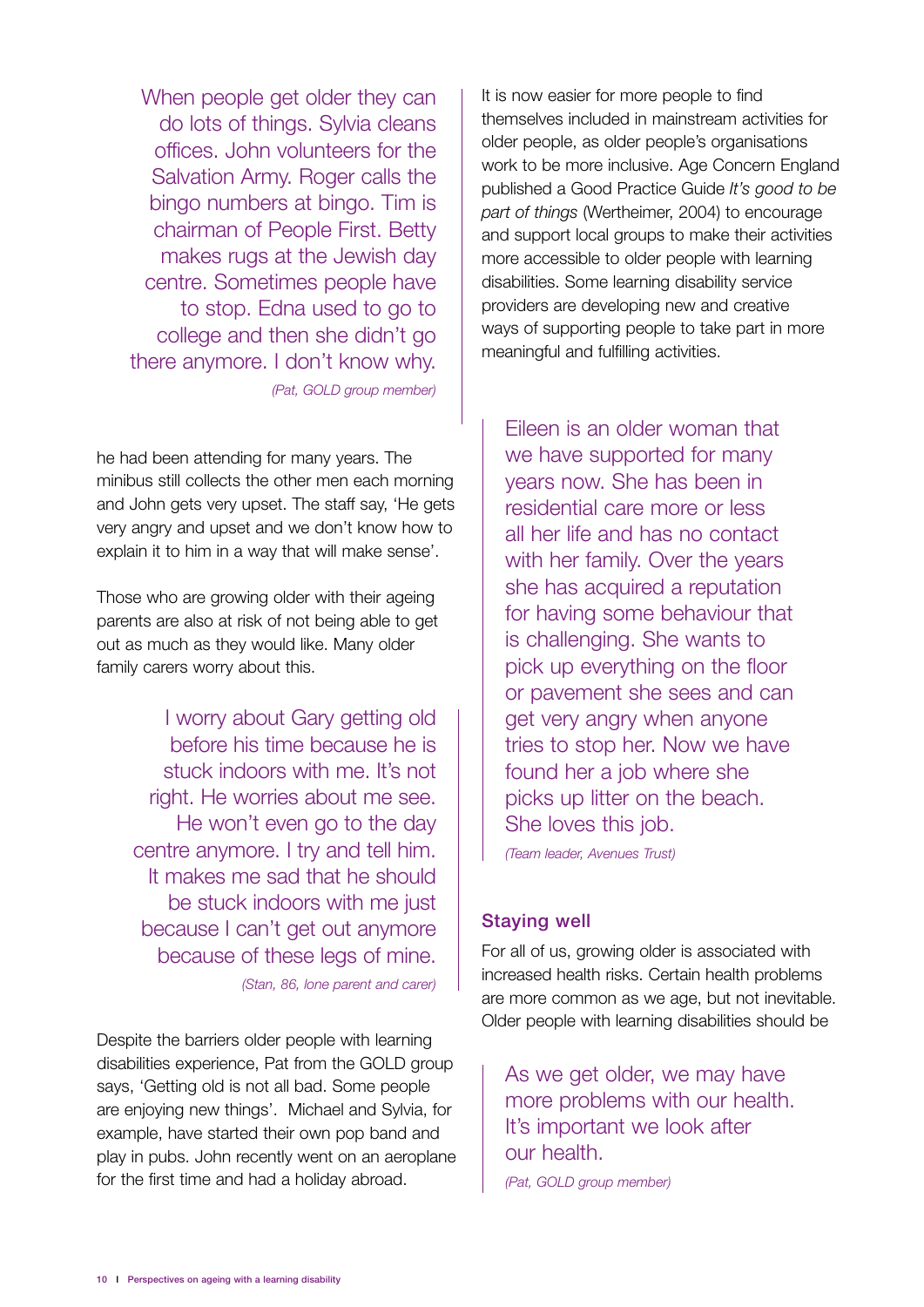> When people get older they can do lots of things. Sylvia cleans offices. John volunteers for the Salvation Army. Roger calls the bingo numbers at bingo. Tim is chairman of People First. Betty makes rugs at the Jewish day centre. Sometimes people have to stop. Edna used to go to college and then she didn't go there anymore. I don't know why.
>
> *(Pat, GOLD group member)*

he had been attending for many years. The minibus still collects the other men each morning and John gets very upset. The staff say, 'He gets very angry and upset and we don't know how to explain it to him in a way that will make sense'.

Those who are growing older with their ageing parents are also at risk of not being able to get out as much as they would like. Many older family carers worry about this.

> I worry about Gary getting old before his time because he is stuck indoors with me. It's not right. He worries about me see. He won't even go to the day centre anymore. I try and tell him. It makes me sad that he should be stuck indoors with me just because I can't get out anymore because of these legs of mine.
>
> *(Stan, 86, lone parent and carer)*

Despite the barriers older people with learning disabilities experience, Pat from the GOLD group says, 'Getting old is not all bad. Some people are enjoying new things'. Michael and Sylvia, for example, have started their own pop band and play in pubs. John recently went on an aeroplane for the first time and had a holiday abroad.

It is now easier for more people to find themselves included in mainstream activities for older people, as older people's organisations work to be more inclusive. Age Concern England published a Good Practice Guide *It's good to be part of things* (Wertheimer, 2004) to encourage and support local groups to make their activities more accessible to older people with learning disabilities. Some learning disability service providers are developing new and creative ways of supporting people to take part in more meaningful and fulfilling activities.

> Eileen is an older woman that we have supported for many years now. She has been in residential care more or less all her life and has no contact with her family. Over the years she has acquired a reputation for having some behaviour that is challenging. She wants to pick up everything on the floor or pavement she sees and can get very angry when anyone tries to stop her. Now we have found her a job where she picks up litter on the beach. She loves this job.
>
> *(Team leader, Avenues Trust)*

### Staying well

For all of us, growing older is associated with increased health risks. Certain health problems are more common as we age, but not inevitable. Older people with learning disabilities should be

> As we get older, we may have more problems with our health. It's important we look after our health.
>
> *(Pat, GOLD group member)*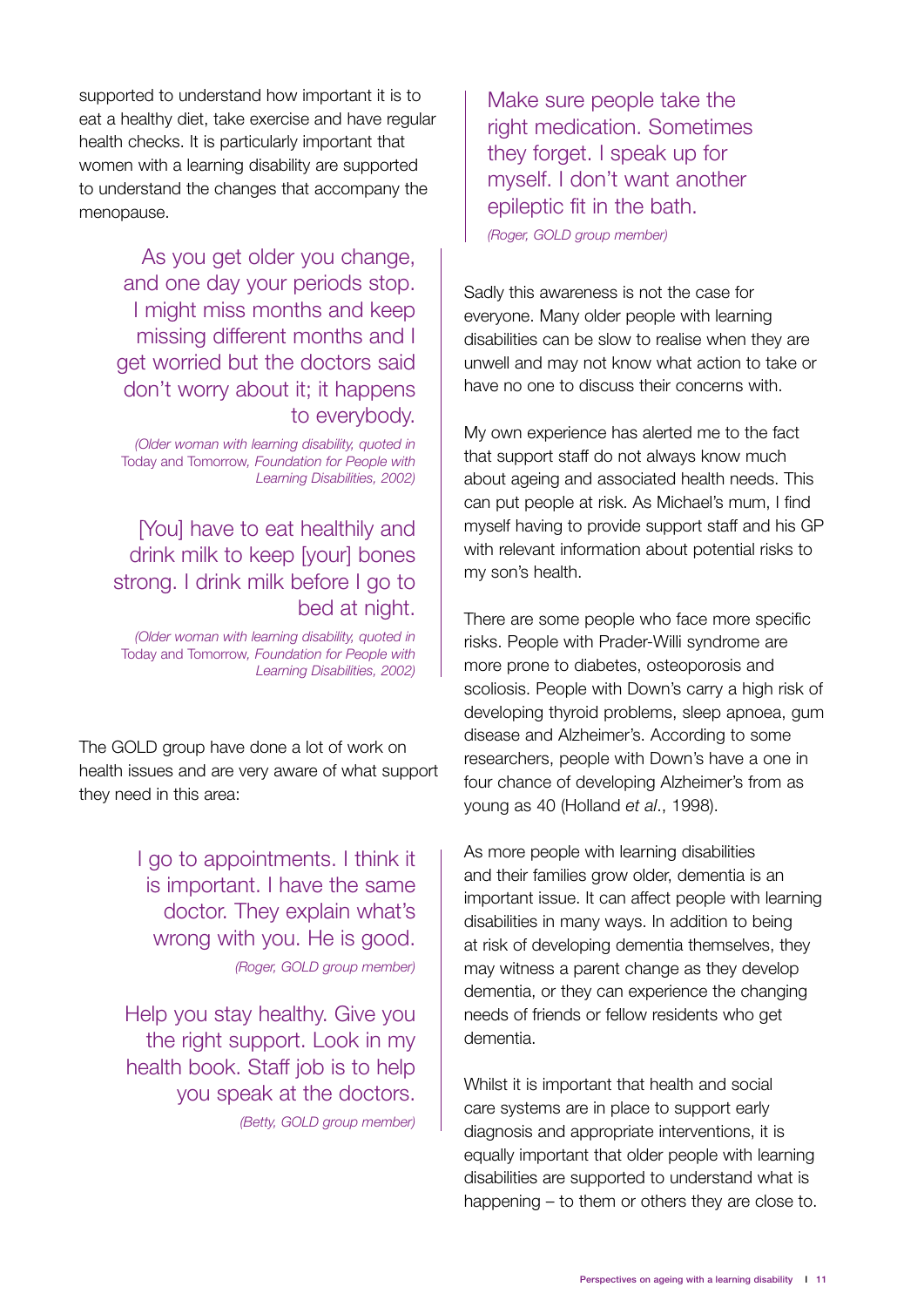supported to understand how important it is to eat a healthy diet, take exercise and have regular health checks. It is particularly important that women with a learning disability are supported to understand the changes that accompany the menopause.

> As you get older you change, and one day your periods stop. I might miss months and keep missing different months and I get worried but the doctors said don't worry about it; it happens to everybody.
>
> *(Older woman with learning disability, quoted in* Today and Tomorrow, *Foundation for People with Learning Disabilities, 2002)*

> [You] have to eat healthily and drink milk to keep [your] bones strong. I drink milk before I go to bed at night.
>
> *(Older woman with learning disability, quoted in* Today and Tomorrow, *Foundation for People with Learning Disabilities, 2002)*

The GOLD group have done a lot of work on health issues and are very aware of what support they need in this area:

> I go to appointments. I think it is important. I have the same doctor. They explain what's wrong with you. He is good.
>
> *(Roger, GOLD group member)*

> Help you stay healthy. Give you the right support. Look in my health book. Staff job is to help you speak at the doctors.
>
> *(Betty, GOLD group member)*

> Make sure people take the right medication. Sometimes they forget. I speak up for myself. I don't want another epileptic fit in the bath.
>
> *(Roger, GOLD group member)*

Sadly this awareness is not the case for everyone. Many older people with learning disabilities can be slow to realise when they are unwell and may not know what action to take or have no one to discuss their concerns with.

My own experience has alerted me to the fact that support staff do not always know much about ageing and associated health needs. This can put people at risk. As Michael's mum, I find myself having to provide support staff and his GP with relevant information about potential risks to my son's health.

There are some people who face more specific risks. People with Prader-Willi syndrome are more prone to diabetes, osteoporosis and scoliosis. People with Down's carry a high risk of developing thyroid problems, sleep apnoea, gum disease and Alzheimer's. According to some researchers, people with Down's have a one in four chance of developing Alzheimer's from as young as 40 (Holland *et al*., 1998).

As more people with learning disabilities and their families grow older, dementia is an important issue. It can affect people with learning disabilities in many ways. In addition to being at risk of developing dementia themselves, they may witness a parent change as they develop dementia, or they can experience the changing needs of friends or fellow residents who get dementia.

Whilst it is important that health and social care systems are in place to support early diagnosis and appropriate interventions, it is equally important that older people with learning disabilities are supported to understand what is happening – to them or others they are close to.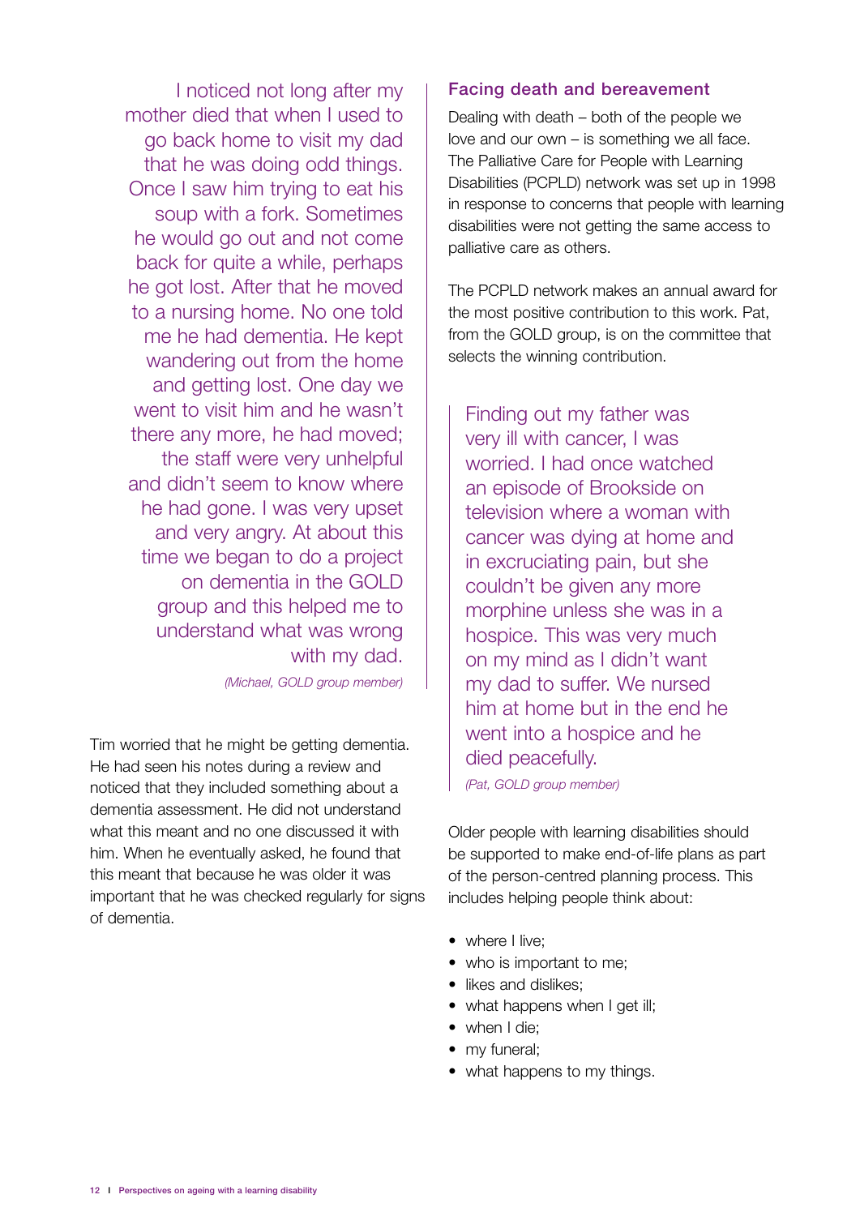I noticed not long after my mother died that when I used to go back home to visit my dad that he was doing odd things. Once I saw him trying to eat his soup with a fork. Sometimes he would go out and not come back for quite a while, perhaps he got lost. After that he moved to a nursing home. No one told me he had dementia. He kept wandering out from the home and getting lost. One day we went to visit him and he wasn't there any more, he had moved; the staff were very unhelpful and didn't seem to know where he had gone. I was very upset and very angry. At about this time we began to do a project on dementia in the GOLD group and this helped me to understand what was wrong with my dad.

*(Michael, GOLD group member)*

Tim worried that he might be getting dementia. He had seen his notes during a review and noticed that they included something about a dementia assessment. He did not understand what this meant and no one discussed it with him. When he eventually asked, he found that this meant that because he was older it was important that he was checked regularly for signs of dementia.

## Facing death and bereavement

Dealing with death – both of the people we love and our own – is something we all face. The Palliative Care for People with Learning Disabilities (PCPLD) network was set up in 1998 in response to concerns that people with learning disabilities were not getting the same access to palliative care as others.

The PCPLD network makes an annual award for the most positive contribution to this work. Pat, from the GOLD group, is on the committee that selects the winning contribution.

Finding out my father was very ill with cancer, I was worried. I had once watched an episode of Brookside on television where a woman with cancer was dying at home and in excruciating pain, but she couldn't be given any more morphine unless she was in a hospice. This was very much on my mind as I didn't want my dad to suffer. We nursed him at home but in the end he went into a hospice and he died peacefully.

*(Pat, GOLD group member)*

Older people with learning disabilities should be supported to make end-of-life plans as part of the person-centred planning process. This includes helping people think about:

- where I live;
- who is important to me;
- likes and dislikes;
- what happens when I get ill;
- when I die;
- my funeral;
- what happens to my things.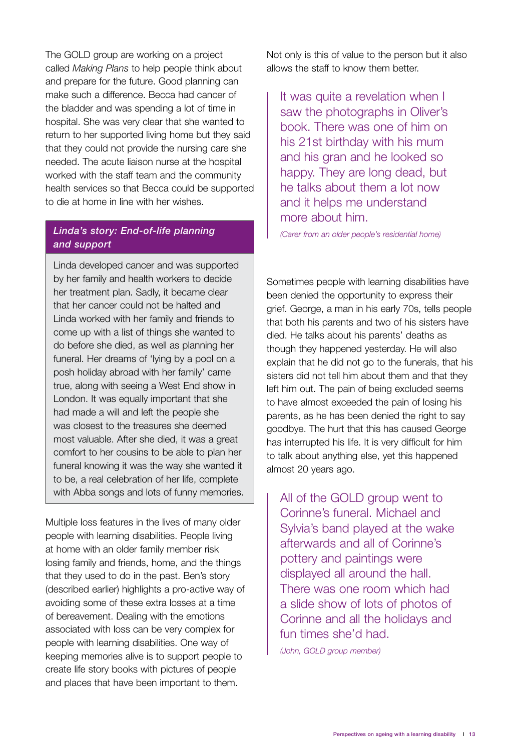The GOLD group are working on a project called *Making Plans* to help people think about and prepare for the future. Good planning can make such a difference. Becca had cancer of the bladder and was spending a lot of time in hospital. She was very clear that she wanted to return to her supported living home but they said that they could not provide the nursing care she needed. The acute liaison nurse at the hospital worked with the staff team and the community health services so that Becca could be supported to die at home in line with her wishes.

### *Linda's story: End-of-life planning and support*

Linda developed cancer and was supported by her family and health workers to decide her treatment plan. Sadly, it became clear that her cancer could not be halted and Linda worked with her family and friends to come up with a list of things she wanted to do before she died, as well as planning her funeral. Her dreams of 'lying by a pool on a posh holiday abroad with her family' came true, along with seeing a West End show in London. It was equally important that she had made a will and left the people she was closest to the treasures she deemed most valuable. After she died, it was a great comfort to her cousins to be able to plan her funeral knowing it was the way she wanted it to be, a real celebration of her life, complete with Abba songs and lots of funny memories.

Multiple loss features in the lives of many older people with learning disabilities. People living at home with an older family member risk losing family and friends, home, and the things that they used to do in the past. Ben's story (described earlier) highlights a pro-active way of avoiding some of these extra losses at a time of bereavement. Dealing with the emotions associated with loss can be very complex for people with learning disabilities. One way of keeping memories alive is to support people to create life story books with pictures of people and places that have been important to them. Not only is this of value to the person but it also allows the staff to know them better.

> It was quite a revelation when I saw the photographs in Oliver's book. There was one of him on his 21st birthday with his mum and his gran and he looked so happy. They are long dead, but he talks about them a lot now and it helps me understand more about him.
>
> *(Carer from an older people's residential home)*

Sometimes people with learning disabilities have been denied the opportunity to express their grief. George, a man in his early 70s, tells people that both his parents and two of his sisters have died. He talks about his parents' deaths as though they happened yesterday. He will also explain that he did not go to the funerals, that his sisters did not tell him about them and that they left him out. The pain of being excluded seems to have almost exceeded the pain of losing his parents, as he has been denied the right to say goodbye. The hurt that this has caused George has interrupted his life. It is very difficult for him to talk about anything else, yet this happened almost 20 years ago.

> All of the GOLD group went to Corinne's funeral. Michael and Sylvia's band played at the wake afterwards and all of Corinne's pottery and paintings were displayed all around the hall. There was one room which had a slide show of lots of photos of Corinne and all the holidays and fun times she'd had.
>
> *(John, GOLD group member)*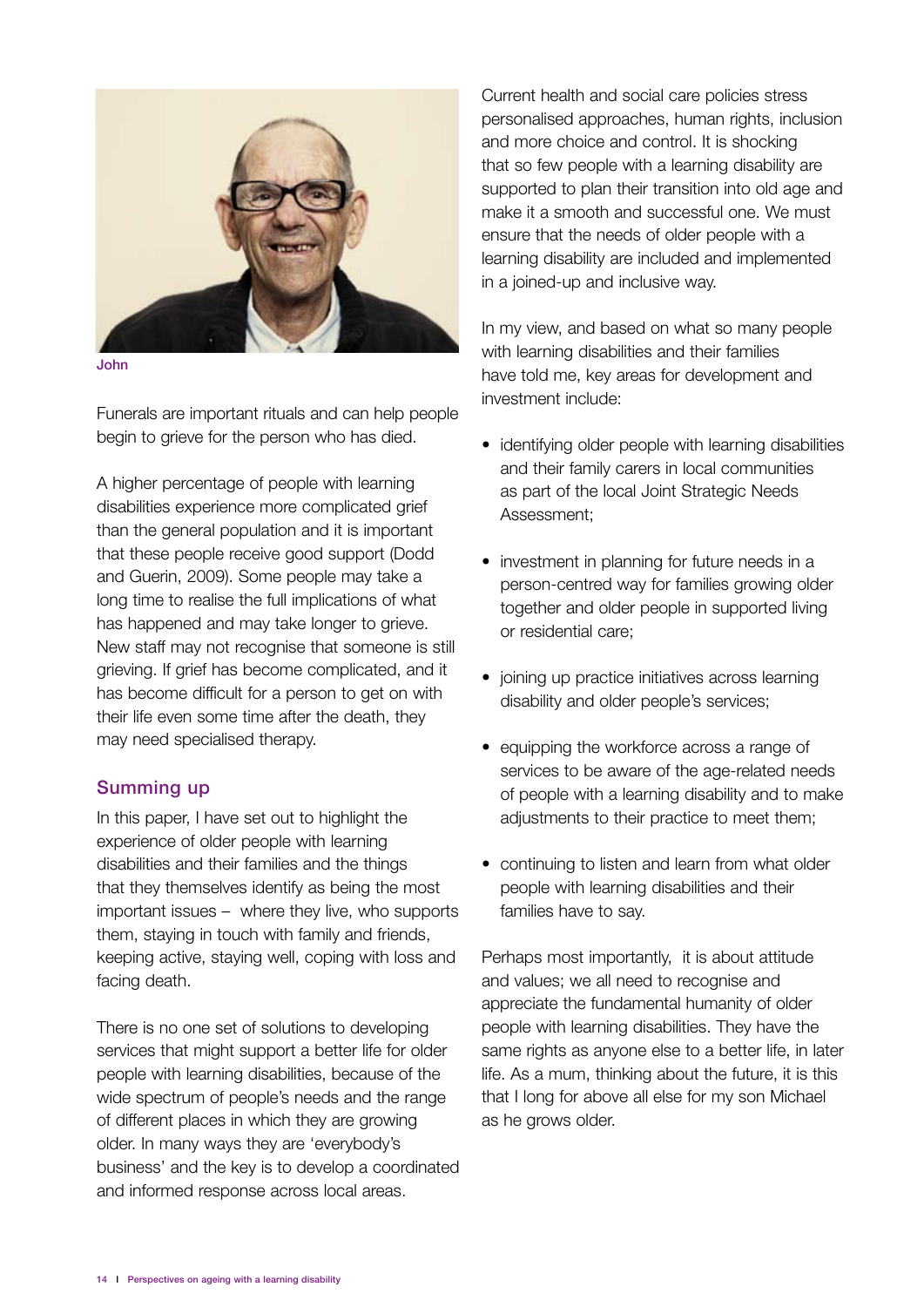John

Funerals are important rituals and can help people begin to grieve for the person who has died.

A higher percentage of people with learning disabilities experience more complicated grief than the general population and it is important that these people receive good support (Dodd and Guerin, 2009). Some people may take a long time to realise the full implications of what has happened and may take longer to grieve. New staff may not recognise that someone is still grieving. If grief has become complicated, and it has become difficult for a person to get on with their life even some time after the death, they may need specialised therapy.

## Summing up

In this paper, I have set out to highlight the experience of older people with learning disabilities and their families and the things that they themselves identify as being the most important issues – where they live, who supports them, staying in touch with family and friends, keeping active, staying well, coping with loss and facing death.

There is no one set of solutions to developing services that might support a better life for older people with learning disabilities, because of the wide spectrum of people's needs and the range of different places in which they are growing older. In many ways they are 'everybody's business' and the key is to develop a coordinated and informed response across local areas.

Current health and social care policies stress personalised approaches, human rights, inclusion and more choice and control. It is shocking that so few people with a learning disability are supported to plan their transition into old age and make it a smooth and successful one. We must ensure that the needs of older people with a learning disability are included and implemented in a joined-up and inclusive way.

In my view, and based on what so many people with learning disabilities and their families have told me, key areas for development and investment include:

- identifying older people with learning disabilities and their family carers in local communities as part of the local Joint Strategic Needs Assessment;
- investment in planning for future needs in a person-centred way for families growing older together and older people in supported living or residential care;
- joining up practice initiatives across learning disability and older people's services;
- equipping the workforce across a range of services to be aware of the age-related needs of people with a learning disability and to make adjustments to their practice to meet them;
- continuing to listen and learn from what older people with learning disabilities and their families have to say.

Perhaps most importantly, it is about attitude and values; we all need to recognise and appreciate the fundamental humanity of older people with learning disabilities. They have the same rights as anyone else to a better life, in later life. As a mum, thinking about the future, it is this that I long for above all else for my son Michael as he grows older.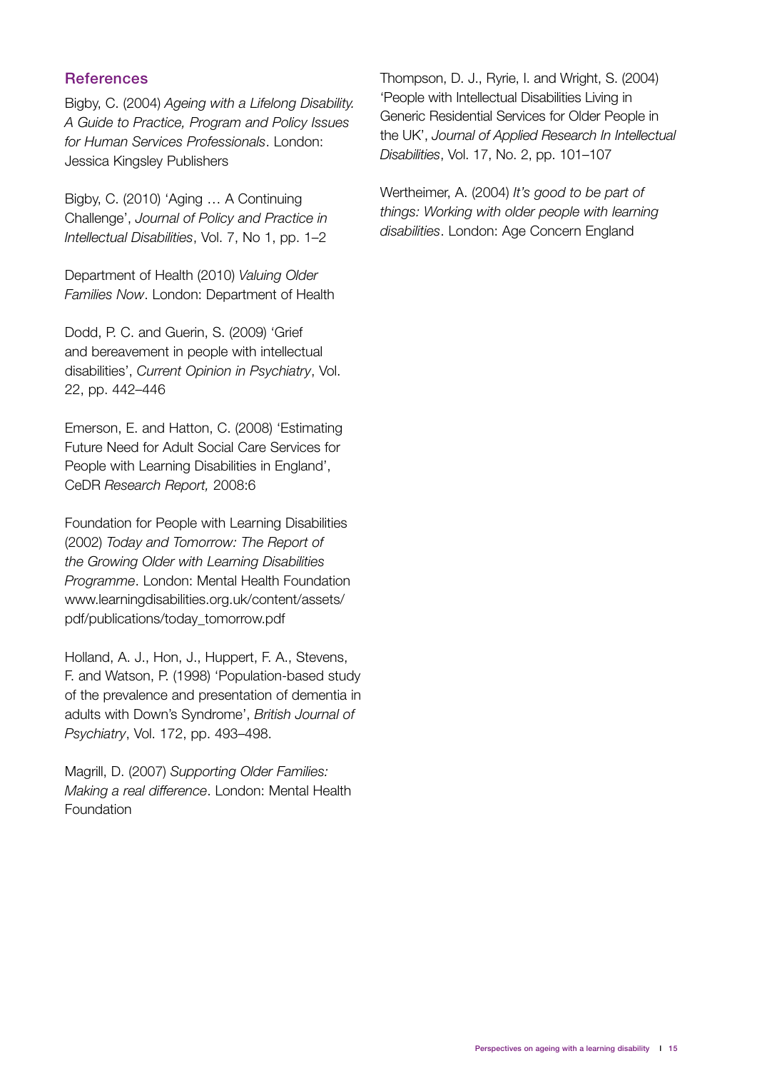## References

Bigby, C. (2004) *Ageing with a Lifelong Disability. A Guide to Practice, Program and Policy Issues for Human Services Professionals*. London: Jessica Kingsley Publishers

Bigby, C. (2010) 'Aging … A Continuing Challenge', *Journal of Policy and Practice in Intellectual Disabilities*, Vol. 7, No 1, pp. 1–2

Department of Health (2010) *Valuing Older Families Now*. London: Department of Health

Dodd, P. C. and Guerin, S. (2009) 'Grief and bereavement in people with intellectual disabilities', *Current Opinion in Psychiatry*, Vol. 22, pp. 442–446

Emerson, E. and Hatton, C. (2008) 'Estimating Future Need for Adult Social Care Services for People with Learning Disabilities in England', CeDR *Research Report,* 2008:6

Foundation for People with Learning Disabilities (2002) *Today and Tomorrow: The Report of the Growing Older with Learning Disabilities Programme*. London: Mental Health Foundation www.learningdisabilities.org.uk/content/assets/pdf/publications/today_tomorrow.pdf

Holland, A. J., Hon, J., Huppert, F. A., Stevens, F. and Watson, P. (1998) 'Population-based study of the prevalence and presentation of dementia in adults with Down's Syndrome', *British Journal of Psychiatry*, Vol. 172, pp. 493–498.

Magrill, D. (2007) *Supporting Older Families: Making a real difference*. London: Mental Health Foundation

Thompson, D. J., Ryrie, I. and Wright, S. (2004) 'People with Intellectual Disabilities Living in Generic Residential Services for Older People in the UK', *Journal of Applied Research In Intellectual Disabilities*, Vol. 17, No. 2, pp. 101–107

Wertheimer, A. (2004) *It's good to be part of things: Working with older people with learning disabilities*. London: Age Concern England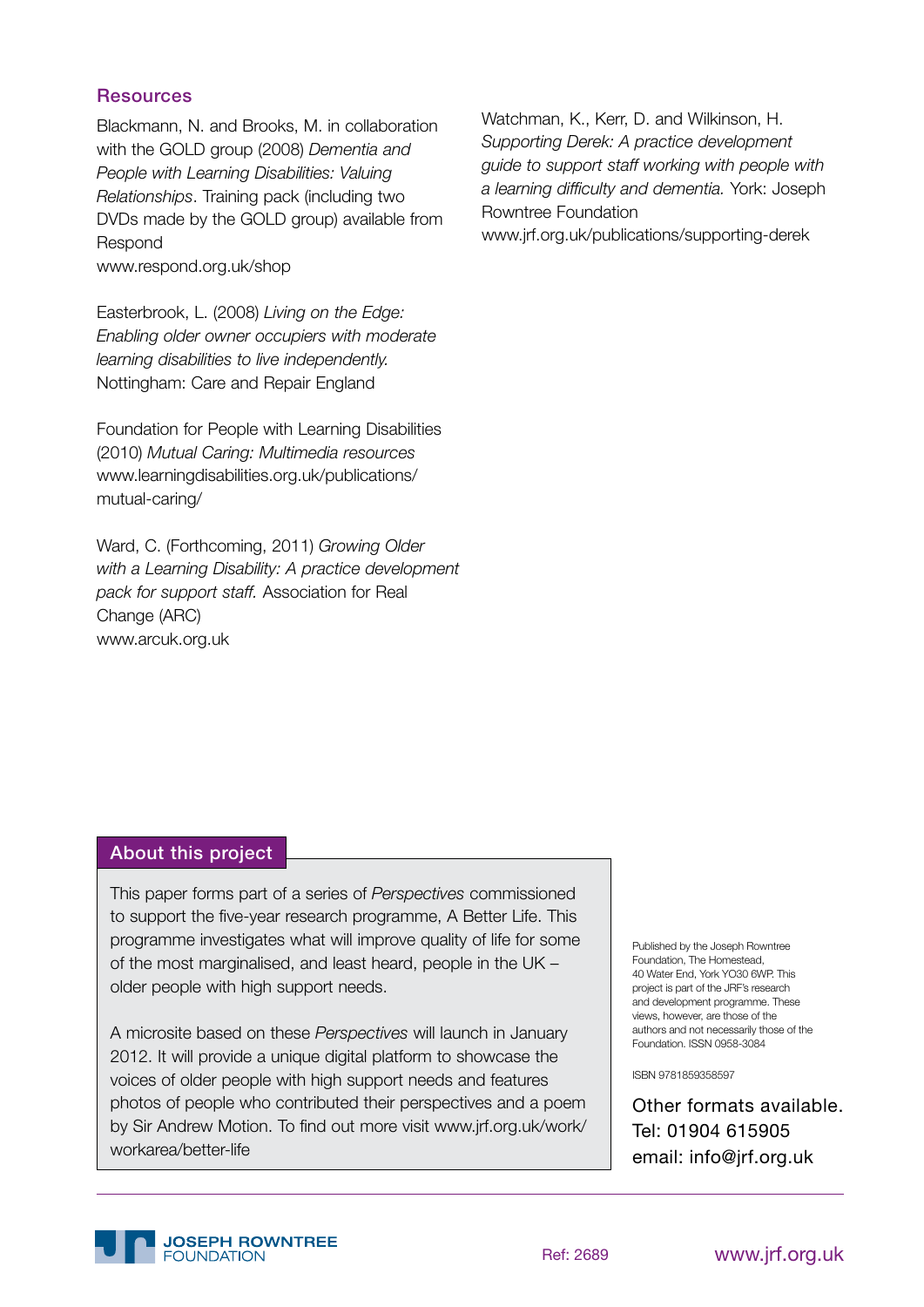## Resources

Blackmann, N. and Brooks, M. in collaboration with the GOLD group (2008) *Dementia and People with Learning Disabilities: Valuing Relationships*. Training pack (including two DVDs made by the GOLD group) available from Respond
www.respond.org.uk/shop

Easterbrook, L. (2008) *Living on the Edge: Enabling older owner occupiers with moderate learning disabilities to live independently.* Nottingham: Care and Repair England

Foundation for People with Learning Disabilities (2010) *Mutual Caring: Multimedia resources*
www.learningdisabilities.org.uk/publications/mutual-caring/

Ward, C. (Forthcoming, 2011) *Growing Older with a Learning Disability: A practice development pack for support staff.* Association for Real Change (ARC)
www.arcuk.org.uk

Watchman, K., Kerr, D. and Wilkinson, H. *Supporting Derek: A practice development guide to support staff working with people with a learning difficulty and dementia.* York: Joseph Rowntree Foundation
www.jrf.org.uk/publications/supporting-derek

## About this project

This paper forms part of a series of *Perspectives* commissioned to support the five-year research programme, A Better Life. This programme investigates what will improve quality of life for some of the most marginalised, and least heard, people in the UK – older people with high support needs.

A microsite based on these *Perspectives* will launch in January 2012. It will provide a unique digital platform to showcase the voices of older people with high support needs and features photos of people who contributed their perspectives and a poem by Sir Andrew Motion. To find out more visit www.jrf.org.uk/work/workarea/better-life

Published by the Joseph Rowntree Foundation, The Homestead, 40 Water End, York YO30 6WP. This project is part of the JRF's research and development programme. These views, however, are those of the authors and not necessarily those of the Foundation. ISSN 0958-3084

ISBN 9781859358597

Other formats available.
Tel: 01904 615905
email: info@jrf.org.uk

JOSEPH ROWNTREE FOUNDATION

Ref: 2689

www.jrf.org.uk